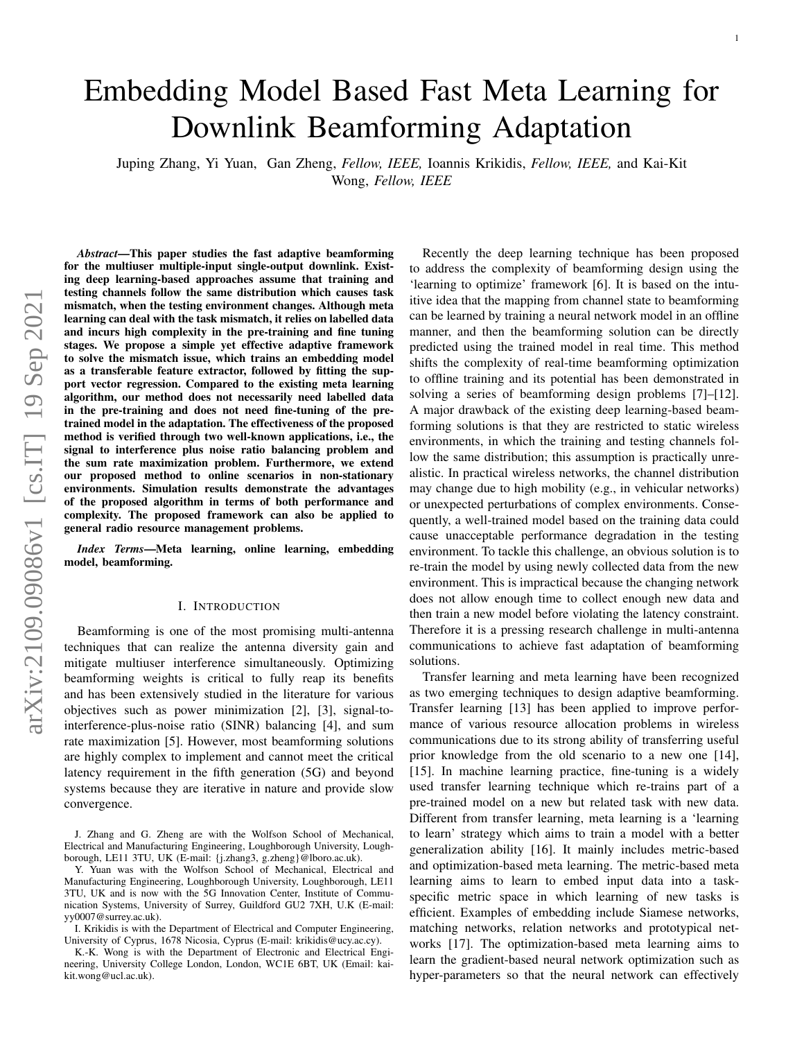# Embedding Model Based Fast Meta Learning for Downlink Beamforming Adaptation

Juping Zhang, Yi Yuan, Gan Zheng, *Fellow, IEEE,* Ioannis Krikidis, *Fellow, IEEE,* and Kai-Kit Wong, *Fellow, IEEE*

***Abstract*—This paper studies the fast adaptive beamforming for the multiuser multiple-input single-output downlink. Existing deep learning-based approaches assume that training and testing channels follow the same distribution which causes task mismatch, when the testing environment changes. Although meta learning can deal with the task mismatch, it relies on labelled data and incurs high complexity in the pre-training and fine tuning stages. We propose a simple yet effective adaptive framework to solve the mismatch issue, which trains an embedding model as a transferable feature extractor, followed by fitting the support vector regression. Compared to the existing meta learning algorithm, our method does not necessarily need labelled data in the pre-training and does not need fine-tuning of the pre-trained model in the adaptation. The effectiveness of the proposed method is verified through two well-known applications, i.e., the signal to interference plus noise ratio balancing problem and the sum rate maximization problem. Furthermore, we extend our proposed method to online scenarios in non-stationary environments. Simulation results demonstrate the advantages of the proposed algorithm in terms of both performance and complexity. The proposed framework can also be applied to general radio resource management problems.**

***Index Terms*—Meta learning, online learning, embedding model, beamforming.**

## I. Introduction

Beamforming is one of the most promising multi-antenna techniques that can realize the antenna diversity gain and mitigate multiuser interference simultaneously. Optimizing beamforming weights is critical to fully reap its benefits and has been extensively studied in the literature for various objectives such as power minimization [2], [3], signal-to-interference-plus-noise ratio (SINR) balancing [4], and sum rate maximization [5]. However, most beamforming solutions are highly complex to implement and cannot meet the critical latency requirement in the fifth generation (5G) and beyond systems because they are iterative in nature and provide slow convergence.

Recently the deep learning technique has been proposed to address the complexity of beamforming design using the 'learning to optimize' framework [6]. It is based on the intuitive idea that the mapping from channel state to beamforming can be learned by training a neural network model in an offline manner, and then the beamforming solution can be directly predicted using the trained model in real time. This method shifts the complexity of real-time beamforming optimization to offline training and its potential has been demonstrated in solving a series of beamforming design problems [7]–[12]. A major drawback of the existing deep learning-based beamforming solutions is that they are restricted to static wireless environments, in which the training and testing channels follow the same distribution; this assumption is practically unrealistic. In practical wireless networks, the channel distribution may change due to high mobility (e.g., in vehicular networks) or unexpected perturbations of complex environments. Consequently, a well-trained model based on the training data could cause unacceptable performance degradation in the testing environment. To tackle this challenge, an obvious solution is to re-train the model by using newly collected data from the new environment. This is impractical because the changing network does not allow enough time to collect enough new data and then train a new model before violating the latency constraint. Therefore it is a pressing research challenge in multi-antenna communications to achieve fast adaptation of beamforming solutions.

Transfer learning and meta learning have been recognized as two emerging techniques to design adaptive beamforming. Transfer learning [13] has been applied to improve performance of various resource allocation problems in wireless communications due to its strong ability of transferring useful prior knowledge from the old scenario to a new one [14], [15]. In machine learning practice, fine-tuning is a widely used transfer learning technique which re-trains part of a pre-trained model on a new but related task with new data. Different from transfer learning, meta learning is a 'learning to learn' strategy which aims to train a model with a better generalization ability [16]. It mainly includes metric-based and optimization-based meta learning. The metric-based meta learning aims to learn to embed input data into a task-specific metric space in which learning of new tasks is efficient. Examples of embedding include Siamese networks, matching networks, relation networks and prototypical networks [17]. The optimization-based meta learning aims to learn the gradient-based neural network optimization such as hyper-parameters so that the neural network can effectively

J. Zhang and G. Zheng are with the Wolfson School of Mechanical, Electrical and Manufacturing Engineering, Loughborough University, Loughborough, LE11 3TU, UK (E-mail: {j.zhang3, g.zheng}@lboro.ac.uk).

Y. Yuan was with the Wolfson School of Mechanical, Electrical and Manufacturing Engineering, Loughborough University, Loughborough, LE11 3TU, UK and is now with the 5G Innovation Center, Institute of Communication Systems, University of Surrey, Guildford GU2 7XH, U.K (E-mail: yy0007@surrey.ac.uk).

I. Krikidis is with the Department of Electrical and Computer Engineering, University of Cyprus, 1678 Nicosia, Cyprus (E-mail: krikidis@ucy.ac.cy).

K.-K. Wong is with the Department of Electronic and Electrical Engineering, University College London, London, WC1E 6BT, UK (Email: kai-kit.wong@ucl.ac.uk).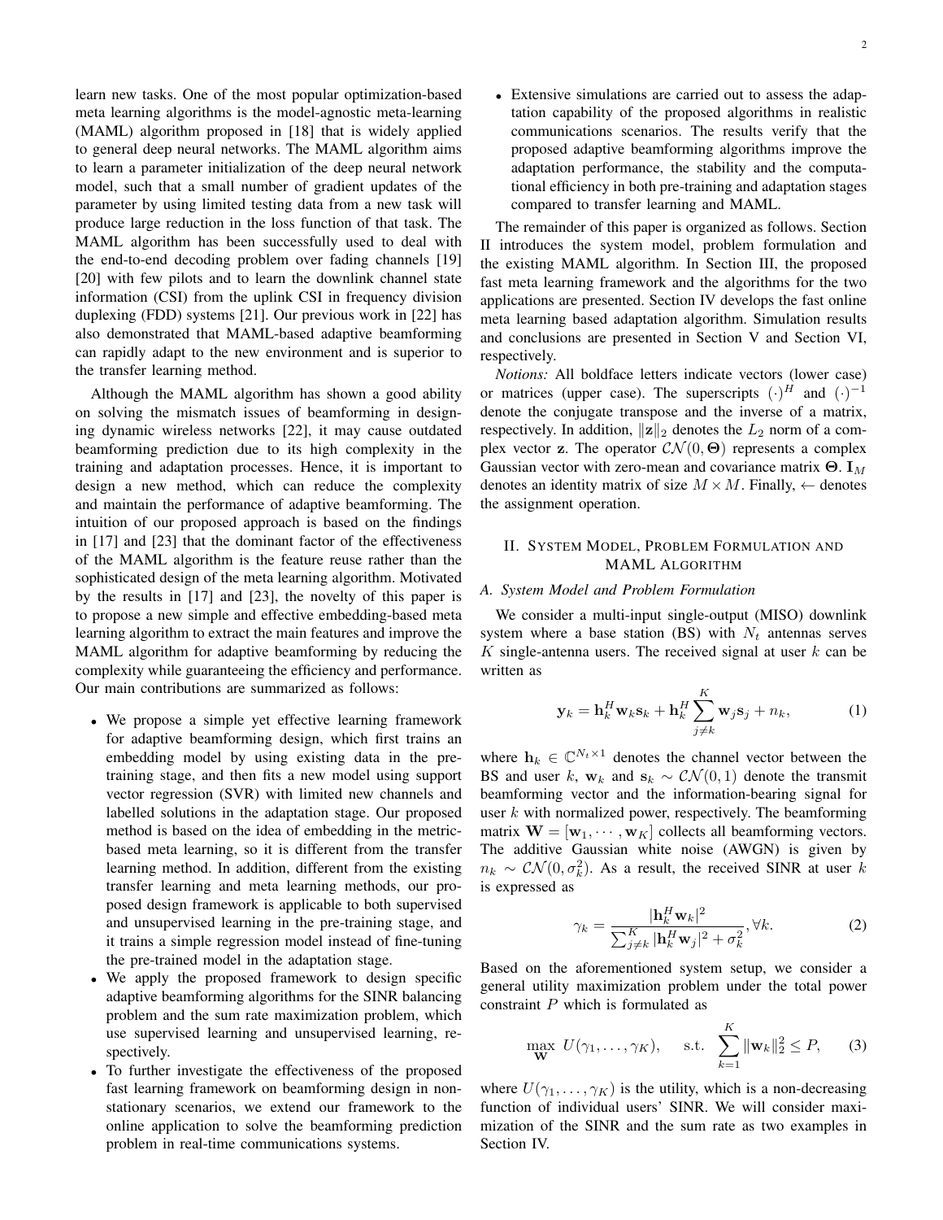learn new tasks. One of the most popular optimization-based meta learning algorithms is the model-agnostic meta-learning (MAML) algorithm proposed in [18] that is widely applied to general deep neural networks. The MAML algorithm aims to learn a parameter initialization of the deep neural network model, such that a small number of gradient updates of the parameter by using limited testing data from a new task will produce large reduction in the loss function of that task. The MAML algorithm has been successfully used to deal with the end-to-end decoding problem over fading channels [19] [20] with few pilots and to learn the downlink channel state information (CSI) from the uplink CSI in frequency division duplexing (FDD) systems [21]. Our previous work in [22] has also demonstrated that MAML-based adaptive beamforming can rapidly adapt to the new environment and is superior to the transfer learning method.

Although the MAML algorithm has shown a good ability on solving the mismatch issues of beamforming in designing dynamic wireless networks [22], it may cause outdated beamforming prediction due to its high complexity in the training and adaptation processes. Hence, it is important to design a new method, which can reduce the complexity and maintain the performance of adaptive beamforming. The intuition of our proposed approach is based on the findings in [17] and [23] that the dominant factor of the effectiveness of the MAML algorithm is the feature reuse rather than the sophisticated design of the meta learning algorithm. Motivated by the results in [17] and [23], the novelty of this paper is to propose a new simple and effective embedding-based meta learning algorithm to extract the main features and improve the MAML algorithm for adaptive beamforming by reducing the complexity while guaranteeing the efficiency and performance. Our main contributions are summarized as follows:

- We propose a simple yet effective learning framework for adaptive beamforming design, which first trains an embedding model by using existing data in the pre-training stage, and then fits a new model using support vector regression (SVR) with limited new channels and labelled solutions in the adaptation stage. Our proposed method is based on the idea of embedding in the metric-based meta learning, so it is different from the transfer learning method. In addition, different from the existing transfer learning and meta learning methods, our proposed design framework is applicable to both supervised and unsupervised learning in the pre-training stage, and it trains a simple regression model instead of fine-tuning the pre-trained model in the adaptation stage.
- We apply the proposed framework to design specific adaptive beamforming algorithms for the SINR balancing problem and the sum rate maximization problem, which use supervised learning and unsupervised learning, respectively.
- To further investigate the effectiveness of the proposed fast learning framework on beamforming design in non-stationary scenarios, we extend our framework to the online application to solve the beamforming prediction problem in real-time communications systems.
- Extensive simulations are carried out to assess the adaptation capability of the proposed algorithms in realistic communications scenarios. The results verify that the proposed adaptive beamforming algorithms improve the adaptation performance, the stability and the computational efficiency in both pre-training and adaptation stages compared to transfer learning and MAML.

The remainder of this paper is organized as follows. Section II introduces the system model, problem formulation and the existing MAML algorithm. In Section III, the proposed fast meta learning framework and the algorithms for the two applications are presented. Section IV develops the fast online meta learning based adaptation algorithm. Simulation results and conclusions are presented in Section V and Section VI, respectively.

*Notions:* All boldface letters indicate vectors (lower case) or matrices (upper case). The superscripts $(\cdot)^H$ and $(\cdot)^{-1}$ denote the conjugate transpose and the inverse of a matrix, respectively. In addition, $\|\mathbf{z}\|_2$ denotes the $L_2$ norm of a complex vector $\mathbf{z}$. The operator $\mathcal{CN}(0, \mathbf{\Theta})$ represents a complex Gaussian vector with zero-mean and covariance matrix $\mathbf{\Theta}$. $\mathbf{I}_M$ denotes an identity matrix of size $M \times M$. Finally, $\leftarrow$ denotes the assignment operation.

## II. System Model, Problem Formulation and MAML Algorithm

### A. System Model and Problem Formulation

We consider a multi-input single-output (MISO) downlink system where a base station (BS) with $N_t$ antennas serves $K$ single-antenna users. The received signal at user $k$ can be written as

$$\mathbf{y}_k = \mathbf{h}_k^H \mathbf{w}_k \mathbf{s}_k + \mathbf{h}_k^H \sum_{j \neq k}^{K} \mathbf{w}_j \mathbf{s}_j + n_k, \tag{1}$$

where $\mathbf{h}_k \in \mathbb{C}^{N_t \times 1}$ denotes the channel vector between the BS and user $k$, $\mathbf{w}_k$ and $\mathbf{s}_k \sim \mathcal{CN}(0, 1)$ denote the transmit beamforming vector and the information-bearing signal for user $k$ with normalized power, respectively. The beamforming matrix $\mathbf{W} = [\mathbf{w}_1, \cdots, \mathbf{w}_K]$ collects all beamforming vectors. The additive Gaussian white noise (AWGN) is given by $n_k \sim \mathcal{CN}(0, \sigma_k^2)$. As a result, the received SINR at user $k$ is expressed as

$$\gamma_k = \frac{|\mathbf{h}_k^H \mathbf{w}_k|^2}{\sum_{j \neq k}^{K} |\mathbf{h}_k^H \mathbf{w}_j|^2 + \sigma_k^2}, \forall k. \tag{2}$$

Based on the aforementioned system setup, we consider a general utility maximization problem under the total power constraint $P$ which is formulated as

$$\max_{\mathbf{W}} \; U(\gamma_1, \ldots, \gamma_K), \quad \text{s.t.} \; \sum_{k=1}^{K} \|\mathbf{w}_k\|_2^2 \leq P, \tag{3}$$

where $U(\gamma_1, \ldots, \gamma_K)$ is the utility, which is a non-decreasing function of individual users' SINR. We will consider maximization of the SINR and the sum rate as two examples in Section IV.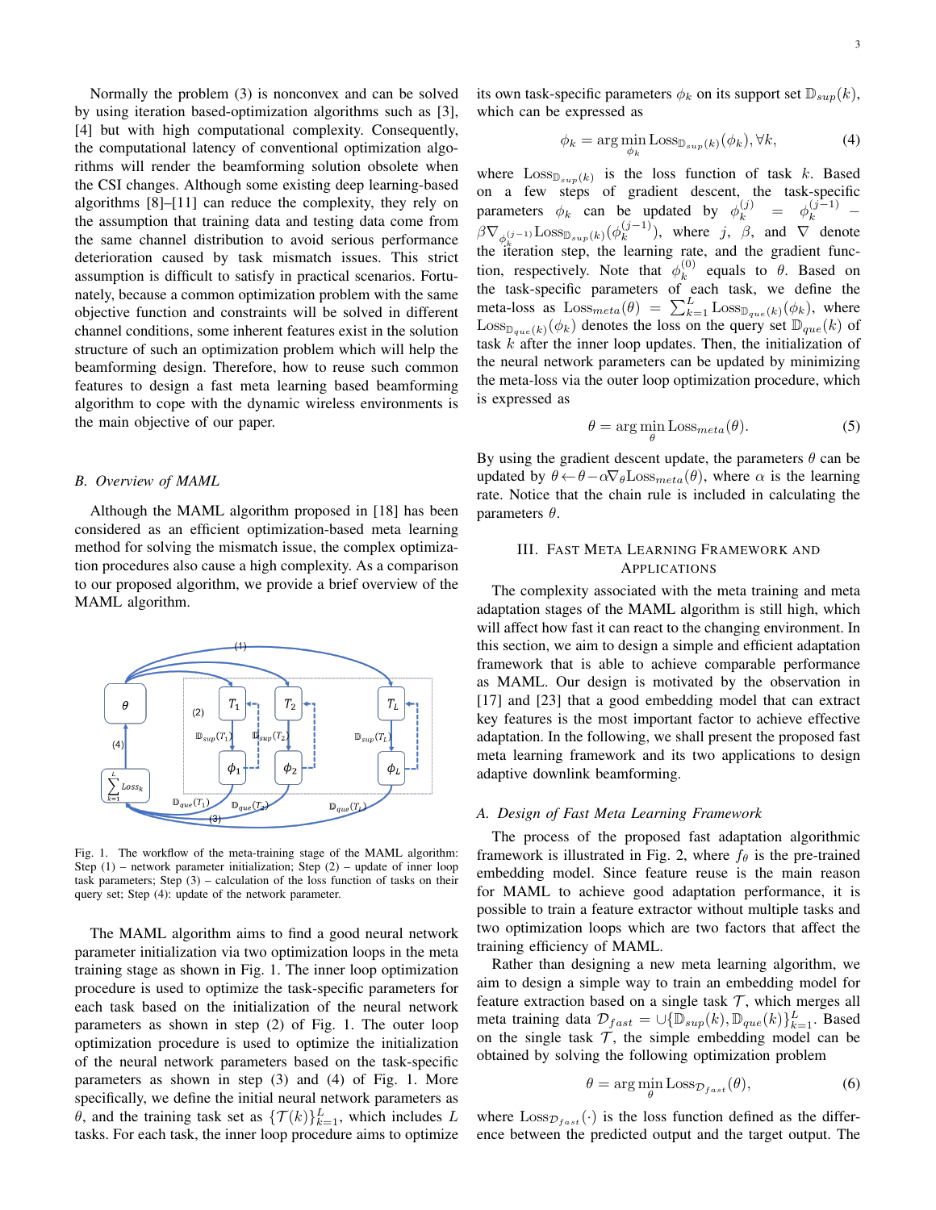Normally the problem (3) is nonconvex and can be solved by using iteration based-optimization algorithms such as [3], [4] but with high computational complexity. Consequently, the computational latency of conventional optimization algorithms will render the beamforming solution obsolete when the CSI changes. Although some existing deep learning-based algorithms [8]–[11] can reduce the complexity, they rely on the assumption that training data and testing data come from the same channel distribution to avoid serious performance deterioration caused by task mismatch issues. This strict assumption is difficult to satisfy in practical scenarios. Fortunately, because a common optimization problem with the same objective function and constraints will be solved in different channel conditions, some inherent features exist in the solution structure of such an optimization problem which will help the beamforming design. Therefore, how to reuse such common features to design a fast meta learning based beamforming algorithm to cope with the dynamic wireless environments is the main objective of our paper.

### B. Overview of MAML

Although the MAML algorithm proposed in [18] has been considered as an efficient optimization-based meta learning method for solving the mismatch issue, the complex optimization procedures also cause a high complexity. As a comparison to our proposed algorithm, we provide a brief overview of the MAML algorithm.

Fig. 1. The workflow of the meta-training stage of the MAML algorithm: Step (1) – network parameter initialization; Step (2) – update of inner loop task parameters; Step (3) – calculation of the loss function of tasks on their query set; Step (4): update of the network parameter.

The MAML algorithm aims to find a good neural network parameter initialization via two optimization loops in the meta training stage as shown in Fig. 1. The inner loop optimization procedure is used to optimize the task-specific parameters for each task based on the initialization of the neural network parameters as shown in step (2) of Fig. 1. The outer loop optimization procedure is used to optimize the initialization of the neural network parameters based on the task-specific parameters as shown in step (3) and (4) of Fig. 1. More specifically, we define the initial neural network parameters as $\theta$, and the training task set as $\{\mathcal{T}(k)\}_{k=1}^{L}$, which includes $L$ tasks. For each task, the inner loop procedure aims to optimize its own task-specific parameters $\phi_k$ on its support set $\mathbb{D}_{sup}(k)$, which can be expressed as

$$\phi_k = \arg\min_{\phi_k} \text{Loss}_{\mathbb{D}_{sup}(k)}(\phi_k), \forall k, \tag{4}$$

where $\text{Loss}_{\mathbb{D}_{sup}(k)}$ is the loss function of task $k$. Based on a few steps of gradient descent, the task-specific parameters $\phi_k$ can be updated by $\phi_k^{(j)} = \phi_k^{(j-1)} - \beta\nabla_{\phi_k^{(j-1)}}\text{Loss}_{\mathbb{D}_{sup}(k)}(\phi_k^{(j-1)})$, where $j$, $\beta$, and $\nabla$ denote the iteration step, the learning rate, and the gradient function, respectively. Note that $\phi_k^{(0)}$ equals to $\theta$. Based on the task-specific parameters of each task, we define the meta-loss as $\text{Loss}_{meta}(\theta) = \sum_{k=1}^{L}\text{Loss}_{\mathbb{D}_{que}(k)}(\phi_k)$, where $\text{Loss}_{\mathbb{D}_{que}(k)}(\phi_k)$ denotes the loss on the query set $\mathbb{D}_{que}(k)$ of task $k$ after the inner loop updates. Then, the initialization of the neural network parameters can be updated by minimizing the meta-loss via the outer loop optimization procedure, which is expressed as

$$\theta = \arg\min_{\theta} \text{Loss}_{meta}(\theta). \tag{5}$$

By using the gradient descent update, the parameters $\theta$ can be updated by $\theta \leftarrow \theta - \alpha\nabla_{\theta}\text{Loss}_{meta}(\theta)$, where $\alpha$ is the learning rate. Notice that the chain rule is included in calculating the parameters $\theta$.

## III. Fast Meta Learning Framework and Applications

The complexity associated with the meta training and meta adaptation stages of the MAML algorithm is still high, which will affect how fast it can react to the changing environment. In this section, we aim to design a simple and efficient adaptation framework that is able to achieve comparable performance as MAML. Our design is motivated by the observation in [17] and [23] that a good embedding model that can extract key features is the most important factor to achieve effective adaptation. In the following, we shall present the proposed fast meta learning framework and its two applications to design adaptive downlink beamforming.

### A. Design of Fast Meta Learning Framework

The process of the proposed fast adaptation algorithmic framework is illustrated in Fig. 2, where $f_\theta$ is the pre-trained embedding model. Since feature reuse is the main reason for MAML to achieve good adaptation performance, it is possible to train a feature extractor without multiple tasks and two optimization loops which are two factors that affect the training efficiency of MAML.

Rather than designing a new meta learning algorithm, we aim to design a simple way to train an embedding model for feature extraction based on a single task $\mathcal{T}$, which merges all meta training data $\mathcal{D}_{fast} = \cup\{\mathbb{D}_{sup}(k), \mathbb{D}_{que}(k)\}_{k=1}^{L}$. Based on the single task $\mathcal{T}$, the simple embedding model can be obtained by solving the following optimization problem

$$\theta = \arg\min_{\theta} \text{Loss}_{\mathcal{D}_{fast}}(\theta), \tag{6}$$

where $\text{Loss}_{\mathcal{D}_{fast}}(\cdot)$ is the loss function defined as the difference between the predicted output and the target output. The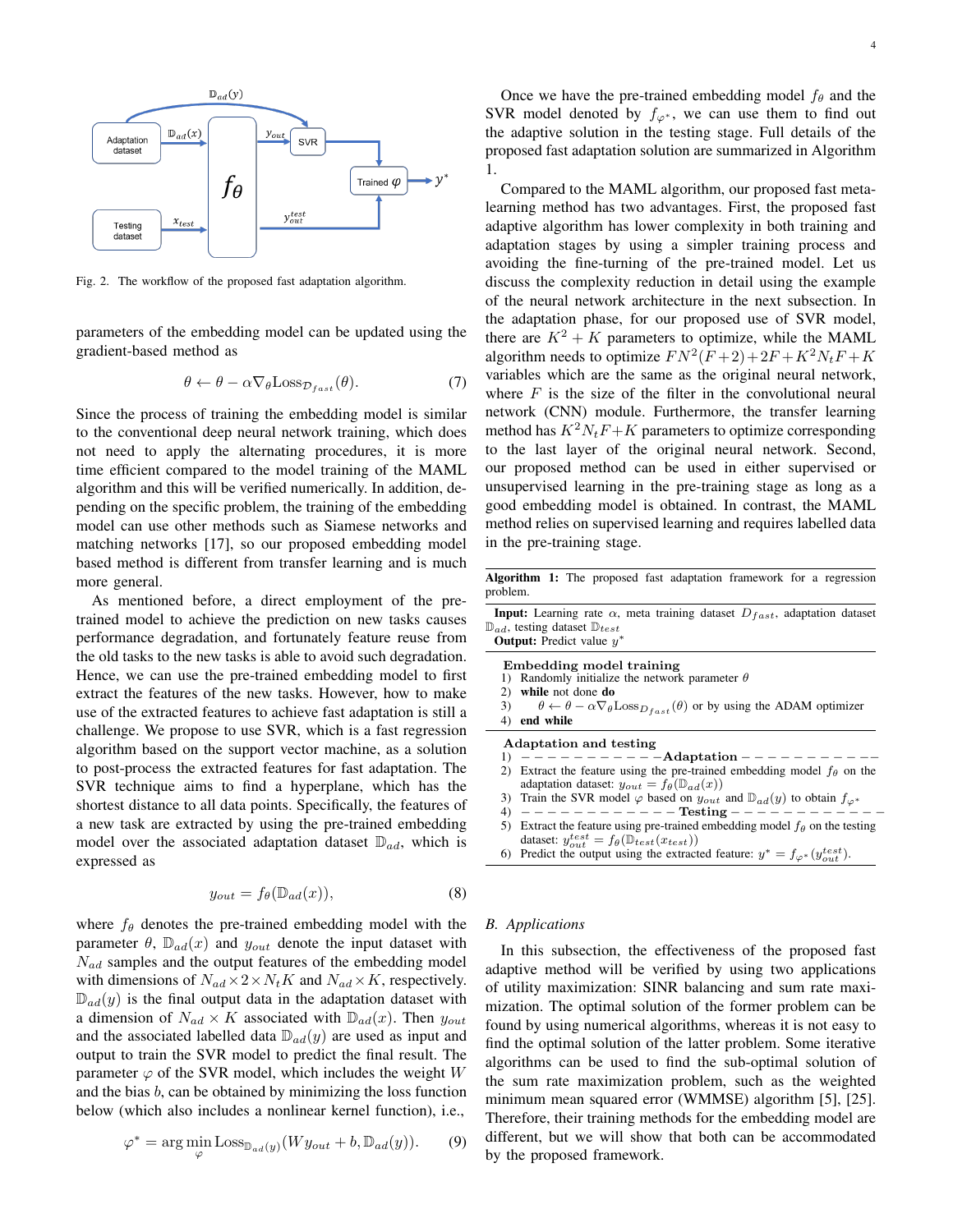Fig. 2. The workflow of the proposed fast adaptation algorithm.

parameters of the embedding model can be updated using the gradient-based method as

$$\theta \leftarrow \theta - \alpha \nabla_\theta \text{Loss}_{\mathcal{D}_{fast}}(\theta). \tag{7}$$

Since the process of training the embedding model is similar to the conventional deep neural network training, which does not need to apply the alternating procedures, it is more time efficient compared to the model training of the MAML algorithm and this will be verified numerically. In addition, depending on the specific problem, the training of the embedding model can use other methods such as Siamese networks and matching networks [17], so our proposed embedding model based method is different from transfer learning and is much more general.

As mentioned before, a direct employment of the pre-trained model to achieve the prediction on new tasks causes performance degradation, and fortunately feature reuse from the old tasks to the new tasks is able to avoid such degradation. Hence, we can use the pre-trained embedding model to first extract the features of the new tasks. However, how to make use of the extracted features to achieve fast adaptation is still a challenge. We propose to use SVR, which is a fast regression algorithm based on the support vector machine, as a solution to post-process the extracted features for fast adaptation. The SVR technique aims to find a hyperplane, which has the shortest distance to all data points. Specifically, the features of a new task are extracted by using the pre-trained embedding model over the associated adaptation dataset $\mathbb{D}_{ad}$, which is expressed as

$$y_{out} = f_\theta(\mathbb{D}_{ad}(x)), \tag{8}$$

where $f_\theta$ denotes the pre-trained embedding model with the parameter $\theta$, $\mathbb{D}_{ad}(x)$ and $y_{out}$ denote the input dataset with $N_{ad}$ samples and the output features of the embedding model with dimensions of $N_{ad} \times 2 \times N_t K$ and $N_{ad} \times K$, respectively. $\mathbb{D}_{ad}(y)$ is the final output data in the adaptation dataset with a dimension of $N_{ad} \times K$ associated with $\mathbb{D}_{ad}(x)$. Then $y_{out}$ and the associated labelled data $\mathbb{D}_{ad}(y)$ are used as input and output to train the SVR model to predict the final result. The parameter $\varphi$ of the SVR model, which includes the weight $W$ and the bias $b$, can be obtained by minimizing the loss function below (which also includes a nonlinear kernel function), i.e.,

$$\varphi^* = \arg\min_{\varphi} \text{Loss}_{\mathbb{D}_{ad}(y)}(W y_{out} + b, \mathbb{D}_{ad}(y)). \tag{9}$$

Once we have the pre-trained embedding model $f_\theta$ and the SVR model denoted by $f_{\varphi^*}$, we can use them to find out the adaptive solution in the testing stage. Full details of the proposed fast adaptation solution are summarized in Algorithm 1.

Compared to the MAML algorithm, our proposed fast meta-learning method has two advantages. First, the proposed fast adaptive algorithm has lower complexity in both training and adaptation stages by using a simpler training process and avoiding the fine-turning of the pre-trained model. Let us discuss the complexity reduction in detail using the example of the neural network architecture in the next subsection. In the adaptation phase, for our proposed use of SVR model, there are $K^2 + K$ parameters to optimize, while the MAML algorithm needs to optimize $FN^2(F+2)+2F+K^2N_tF+K$ variables which are the same as the original neural network, where $F$ is the size of the filter in the convolutional neural network (CNN) module. Furthermore, the transfer learning method has $K^2N_tF+K$ parameters to optimize corresponding to the last layer of the original neural network. Second, our proposed method can be used in either supervised or unsupervised learning in the pre-training stage as long as a good embedding model is obtained. In contrast, the MAML method relies on supervised learning and requires labelled data in the pre-training stage.

**Algorithm 1:** The proposed fast adaptation framework for a regression problem.

**Input:** Learning rate $\alpha$, meta training dataset $D_{fast}$, adaptation dataset $\mathbb{D}_{ad}$, testing dataset $\mathbb{D}_{test}$
**Output:** Predict value $y^*$

**Embedding model training**
1) Randomly initialize the network parameter $\theta$
2) **while** not done **do**
3) $\theta \leftarrow \theta - \alpha \nabla_\theta \text{Loss}_{D_{fast}}(\theta)$ or by using the ADAM optimizer
4) **end while**

**Adaptation and testing**
1) ———————— **Adaptation** ————————
2) Extract the feature using the pre-trained embedding model $f_\theta$ on the adaptation dataset: $y_{out} = f_\theta(\mathbb{D}_{ad}(x))$
3) Train the SVR model $\varphi$ based on $y_{out}$ and $\mathbb{D}_{ad}(y)$ to obtain $f_{\varphi^*}$
4) ———————— **Testing** ————————
5) Extract the feature using pre-trained embedding model $f_\theta$ on the testing dataset: $y_{out}^{test} = f_\theta(\mathbb{D}_{test}(x_{test}))$
6) Predict the output using the extracted feature: $y^* = f_{\varphi^*}(y_{out}^{test})$.

### *B. Applications*

In this subsection, the effectiveness of the proposed fast adaptive method will be verified by using two applications of utility maximization: SINR balancing and sum rate maximization. The optimal solution of the former problem can be found by using numerical algorithms, whereas it is not easy to find the optimal solution of the latter problem. Some iterative algorithms can be used to find the sub-optimal solution of the sum rate maximization problem, such as the weighted minimum mean squared error (WMMSE) algorithm [5], [25]. Therefore, their training methods for the embedding model are different, but we will show that both can be accommodated by the proposed framework.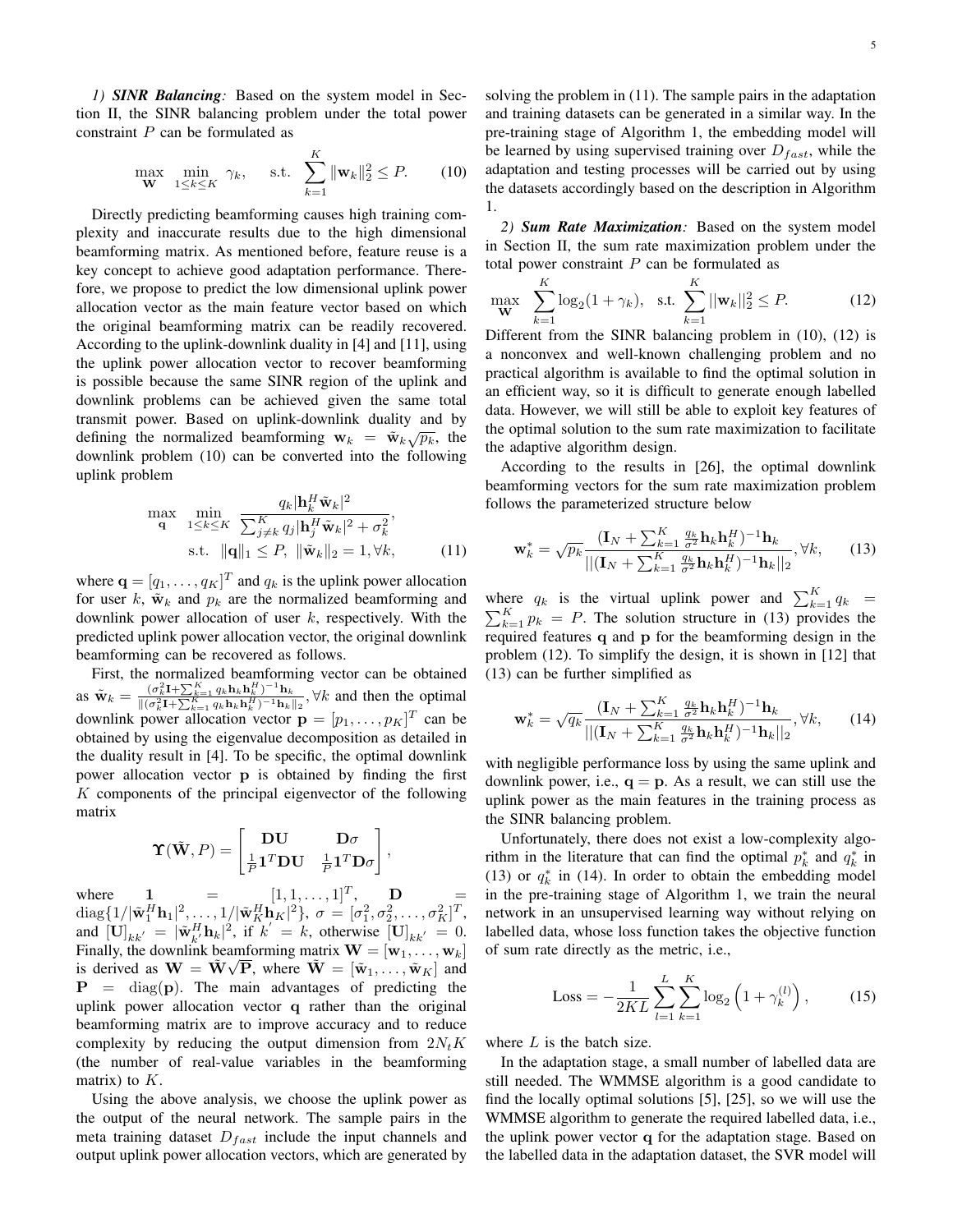*1) **SINR Balancing**:* Based on the system model in Section II, the SINR balancing problem under the total power constraint $P$ can be formulated as

$$\max_{\mathbf{W}} \min_{1\leq k\leq K} \gamma_k, \quad \text{s.t.} \sum_{k=1}^{K} \|\mathbf{w}_k\|_2^2 \leq P. \tag{10}$$

Directly predicting beamforming causes high training complexity and inaccurate results due to the high dimensional beamforming matrix. As mentioned before, feature reuse is a key concept to achieve good adaptation performance. Therefore, we propose to predict the low dimensional uplink power allocation vector as the main feature vector based on which the original beamforming matrix can be readily recovered. According to the uplink-downlink duality in [4] and [11], using the uplink power allocation vector to recover beamforming is possible because the same SINR region of the uplink and downlink problems can be achieved given the same total transmit power. Based on uplink-downlink duality and by defining the normalized beamforming $\mathbf{w}_k = \tilde{\mathbf{w}}_k\sqrt{p_k}$, the downlink problem (10) can be converted into the following uplink problem

$$\begin{aligned} \max_{\mathbf{q}} \min_{1\leq k\leq K} & \frac{q_k|\mathbf{h}_k^H\tilde{\mathbf{w}}_k|^2}{\sum_{j\neq k}^{K} q_j|\mathbf{h}_j^H\tilde{\mathbf{w}}_k|^2+\sigma_k^2}, \\ \text{s.t.} & \|\mathbf{q}\|_1 \leq P, \ \|\tilde{\mathbf{w}}_k\|_2 = 1, \forall k, \end{aligned} \tag{11}$$

where $\mathbf{q} = [q_1, \ldots, q_K]^T$ and $q_k$ is the uplink power allocation for user $k$, $\tilde{\mathbf{w}}_k$ and $p_k$ are the normalized beamforming and downlink power allocation of user $k$, respectively. With the predicted uplink power allocation vector, the original downlink beamforming can be recovered as follows.

First, the normalized beamforming vector can be obtained as $\tilde{\mathbf{w}}_k = \frac{(\sigma_k^2\mathbf{I}+\sum_{k=1}^{K} q_k\mathbf{h}_k\mathbf{h}_k^H)^{-1}\mathbf{h}_k}{\|(\sigma_k^2\mathbf{I}+\sum_{k=1}^{K} q_k\mathbf{h}_k\mathbf{h}_k^H)^{-1}\mathbf{h}_k\|_2}, \forall k$ and then the optimal downlink power allocation vector $\mathbf{p} = [p_1, \ldots, p_K]^T$ can be obtained by using the eigenvalue decomposition as detailed in the duality result in [4]. To be specific, the optimal downlink power allocation vector $\mathbf{p}$ is obtained by finding the first $K$ components of the principal eigenvector of the following matrix

$$\mathbf{\Upsilon}(\tilde{\mathbf{W}}, P) = \begin{bmatrix} \mathbf{D}\mathbf{U} & \mathbf{D}\sigma \\ \frac{1}{P}\mathbf{1}^T\mathbf{D}\mathbf{U} & \frac{1}{P}\mathbf{1}^T\mathbf{D}\sigma \end{bmatrix},$$

where $\mathbf{1} = [1, 1, \ldots, 1]^T$, $\mathbf{D} = \text{diag}\{1/|\tilde{\mathbf{w}}_1^H\mathbf{h}_1|^2, \ldots, 1/|\tilde{\mathbf{w}}_K^H\mathbf{h}_K|^2\}$, $\sigma = [\sigma_1^2, \sigma_2^2, \ldots, \sigma_K^2]^T$, and $[\mathbf{U}]_{kk'} = |\tilde{\mathbf{w}}_{k'}^H\mathbf{h}_k|^2$, if $k' = k$, otherwise $[\mathbf{U}]_{kk'} = 0$. Finally, the downlink beamforming matrix $\mathbf{W} = [\mathbf{w}_1, \ldots, \mathbf{w}_K]$ is derived as $\mathbf{W} = \tilde{\mathbf{W}}\sqrt{\mathbf{P}}$, where $\tilde{\mathbf{W}} = [\tilde{\mathbf{w}}_1, \ldots, \tilde{\mathbf{w}}_K]$ and $\mathbf{P} = \text{diag}(\mathbf{p})$. The main advantages of predicting the uplink power allocation vector $\mathbf{q}$ rather than the original beamforming matrix are to improve accuracy and to reduce complexity by reducing the output dimension from $2N_tK$ (the number of real-value variables in the beamforming matrix) to $K$.

Using the above analysis, we choose the uplink power as the output of the neural network. The sample pairs in the meta training dataset $D_{fast}$ include the input channels and output uplink power allocation vectors, which are generated by solving the problem in (11). The sample pairs in the adaptation and training datasets can be generated in a similar way. In the pre-training stage of Algorithm 1, the embedding model will be learned by using supervised training over $D_{fast}$, while the adaptation and testing processes will be carried out by using the datasets accordingly based on the description in Algorithm 1.

*2) **Sum Rate Maximization**:* Based on the system model in Section II, the sum rate maximization problem under the total power constraint $P$ can be formulated as

$$\max_{\mathbf{W}} \sum_{k=1}^{K} \log_2(1+\gamma_k), \quad \text{s.t.} \sum_{k=1}^{K} ||\mathbf{w}_k||_2^2 \leq P. \tag{12}$$

Different from the SINR balancing problem in (10), (12) is a nonconvex and well-known challenging problem and no practical algorithm is available to find the optimal solution in an efficient way, so it is difficult to generate enough labelled data. However, we will still be able to exploit key features of the optimal solution to the sum rate maximization to facilitate the adaptive algorithm design.

According to the results in [26], the optimal downlink beamforming vectors for the sum rate maximization problem follows the parameterized structure below

$$\mathbf{w}_k^* = \sqrt{p_k}\frac{(\mathbf{I}_N + \sum_{k=1}^{K} \frac{q_k}{\sigma^2}\mathbf{h}_k\mathbf{h}_k^H)^{-1}\mathbf{h}_k}{||(\mathbf{I}_N + \sum_{k=1}^{K} \frac{q_k}{\sigma^2}\mathbf{h}_k\mathbf{h}_k^H)^{-1}\mathbf{h}_k||_2}, \forall k, \tag{13}$$

where $q_k$ is the virtual uplink power and $\sum_{k=1}^{K} q_k = \sum_{k=1}^{K} p_k = P$. The solution structure in (13) provides the required features $\mathbf{q}$ and $\mathbf{p}$ for the beamforming design in the problem (12). To simplify the design, it is shown in [12] that (13) can be further simplified as

$$\mathbf{w}_k^* = \sqrt{q_k}\frac{(\mathbf{I}_N + \sum_{k=1}^{K} \frac{q_k}{\sigma^2}\mathbf{h}_k\mathbf{h}_k^H)^{-1}\mathbf{h}_k}{||(\mathbf{I}_N + \sum_{k=1}^{K} \frac{q_k}{\sigma^2}\mathbf{h}_k\mathbf{h}_k^H)^{-1}\mathbf{h}_k||_2}, \forall k, \tag{14}$$

with negligible performance loss by using the same uplink and downlink power, i.e., $\mathbf{q} = \mathbf{p}$. As a result, we can still use the uplink power as the main features in the training process as the SINR balancing problem.

Unfortunately, there does not exist a low-complexity algorithm in the literature that can find the optimal $p_k^*$ and $q_k^*$ in (13) or $q_k^*$ in (14). In order to obtain the embedding model in the pre-training stage of Algorithm 1, we train the neural network in an unsupervised learning way without relying on labelled data, whose loss function takes the objective function of sum rate directly as the metric, i.e.,

$$\text{Loss} = -\frac{1}{2KL}\sum_{l=1}^{L}\sum_{k=1}^{K}\log_2\left(1+\gamma_k^{(l)}\right), \tag{15}$$

where $L$ is the batch size.

In the adaptation stage, a small number of labelled data are still needed. The WMMSE algorithm is a good candidate to find the locally optimal solutions [5], [25], so we will use the WMMSE algorithm to generate the required labelled data, i.e., the uplink power vector $\mathbf{q}$ for the adaptation stage. Based on the labelled data in the adaptation dataset, the SVR model will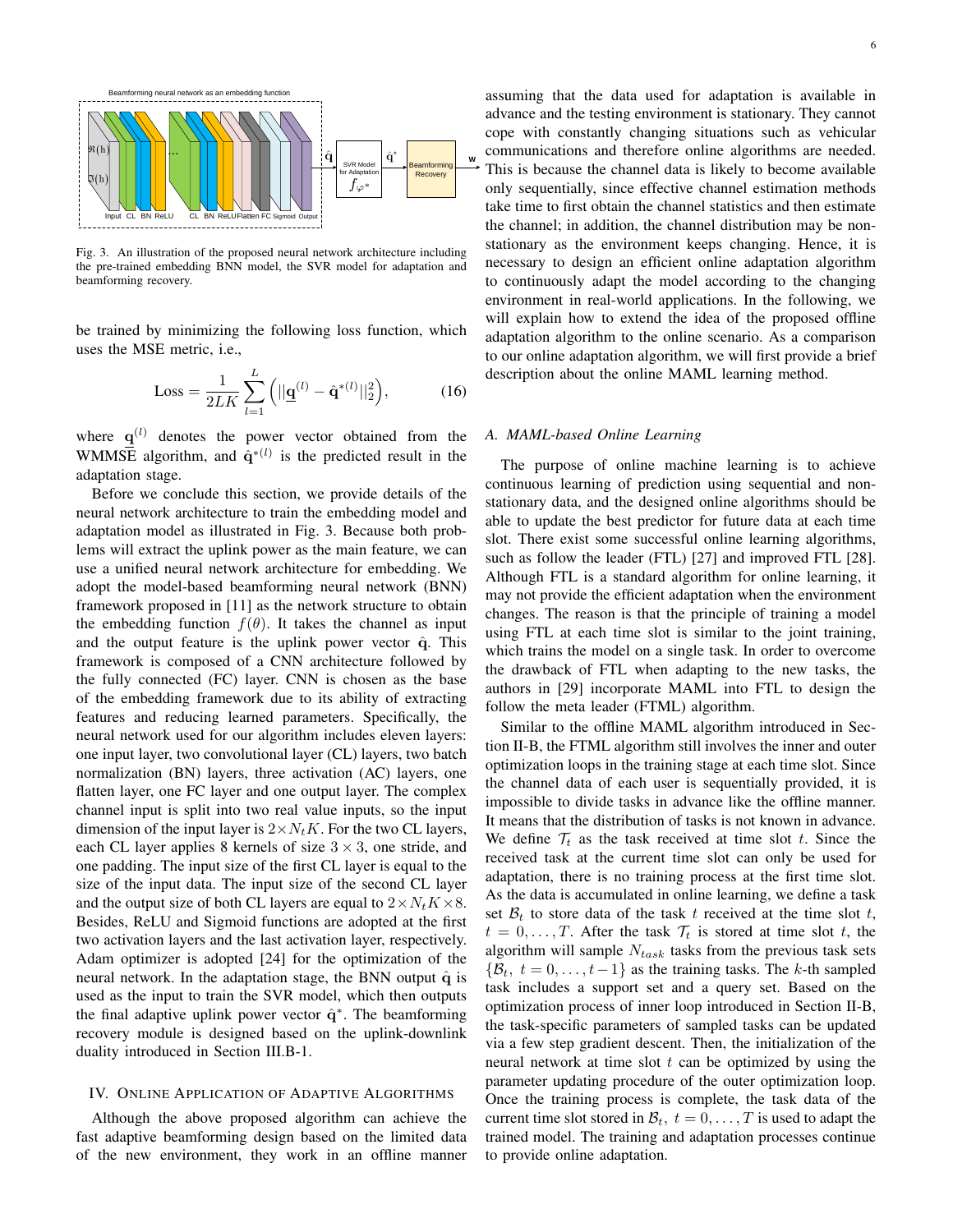Fig. 3. An illustration of the proposed neural network architecture including the pre-trained embedding BNN model, the SVR model for adaptation and beamforming recovery.

be trained by minimizing the following loss function, which uses the MSE metric, i.e.,

$$\text{Loss} = \frac{1}{2LK}\sum_{l=1}^{L}\Big(||\underline{\mathbf{q}}^{(l)} - \hat{\mathbf{q}}^{*(l)}||_2^2\Big), \tag{16}$$

where $\underline{\mathbf{q}}^{(l)}$ denotes the power vector obtained from the WMMSE algorithm, and $\hat{\mathbf{q}}^{*(l)}$ is the predicted result in the adaptation stage.

Before we conclude this section, we provide details of the neural network architecture to train the embedding model and adaptation model as illustrated in Fig. 3. Because both problems will extract the uplink power as the main feature, we can use a unified neural network architecture for embedding. We adopt the model-based beamforming neural network (BNN) framework proposed in [11] as the network structure to obtain the embedding function $f(\theta)$. It takes the channel as input and the output feature is the uplink power vector $\hat{\mathbf{q}}$. This framework is composed of a CNN architecture followed by the fully connected (FC) layer. CNN is chosen as the base of the embedding framework due to its ability of extracting features and reducing learned parameters. Specifically, the neural network used for our algorithm includes eleven layers: one input layer, two convolutional layer (CL) layers, two batch normalization (BN) layers, three activation (AC) layers, one flatten layer, one FC layer and one output layer. The complex channel input is split into two real value inputs, so the input dimension of the input layer is $2\times N_t K$. For the two CL layers, each CL layer applies 8 kernels of size $3\times 3$, one stride, and one padding. The input size of the first CL layer is equal to the size of the input data. The input size of the second CL layer and the output size of both CL layers are equal to $2\times N_t K\times 8$. Besides, ReLU and Sigmoid functions are adopted at the first two activation layers and the last activation layer, respectively. Adam optimizer is adopted [24] for the optimization of the neural network. In the adaptation stage, the BNN output $\hat{\mathbf{q}}$ is used as the input to train the SVR model, which then outputs the final adaptive uplink power vector $\hat{\mathbf{q}}^{*}$. The beamforming recovery module is designed based on the uplink-downlink duality introduced in Section III.B-1.

## IV. Online Application of Adaptive Algorithms

Although the above proposed algorithm can achieve the fast adaptive beamforming design based on the limited data of the new environment, they work in an offline manner assuming that the data used for adaptation is available in advance and the testing environment is stationary. They cannot cope with constantly changing situations such as vehicular communications and therefore online algorithms are needed. This is because the channel data is likely to become available only sequentially, since effective channel estimation methods take time to first obtain the channel statistics and then estimate the channel; in addition, the channel distribution may be non-stationary as the environment keeps changing. Hence, it is necessary to design an efficient online adaptation algorithm to continuously adapt the model according to the changing environment in real-world applications. In the following, we will explain how to extend the idea of the proposed offline adaptation algorithm to the online scenario. As a comparison to our online adaptation algorithm, we will first provide a brief description about the online MAML learning method.

### A. MAML-based Online Learning

The purpose of online machine learning is to achieve continuous learning of prediction using sequential and non-stationary data, and the designed online algorithms should be able to update the best predictor for future data at each time slot. There exist some successful online learning algorithms, such as follow the leader (FTL) [27] and improved FTL [28]. Although FTL is a standard algorithm for online learning, it may not provide the efficient adaptation when the environment changes. The reason is that the principle of training a model using FTL at each time slot is similar to the joint training, which trains the model on a single task. In order to overcome the drawback of FTL when adapting to the new tasks, the authors in [29] incorporate MAML into FTL to design the follow the meta leader (FTML) algorithm.

Similar to the offline MAML algorithm introduced in Section II-B, the FTML algorithm still involves the inner and outer optimization loops in the training stage at each time slot. Since the channel data of each user is sequentially provided, it is impossible to divide tasks in advance like the offline manner. It means that the distribution of tasks is not known in advance. We define $\mathcal{T}_t$ as the task received at time slot $t$. Since the received task at the current time slot can only be used for adaptation, there is no training process at the first time slot. As the data is accumulated in online learning, we define a task set $\mathcal{B}_t$ to store data of the task $t$ received at the time slot $t$, $t = 0, \ldots, T$. After the task $\mathcal{T}_t$ is stored at time slot $t$, the algorithm will sample $N_{task}$ tasks from the previous task sets $\{\mathcal{B}_t,\ t = 0, \ldots, t-1\}$ as the training tasks. The $k$-th sampled task includes a support set and a query set. Based on the optimization process of inner loop introduced in Section II-B, the task-specific parameters of sampled tasks can be updated via a few step gradient descent. Then, the initialization of the neural network at time slot $t$ can be optimized by using the parameter updating procedure of the outer optimization loop. Once the training process is complete, the task data of the current time slot stored in $\mathcal{B}_t,\ t = 0, \ldots, T$ is used to adapt the trained model. The training and adaptation processes continue to provide online adaptation.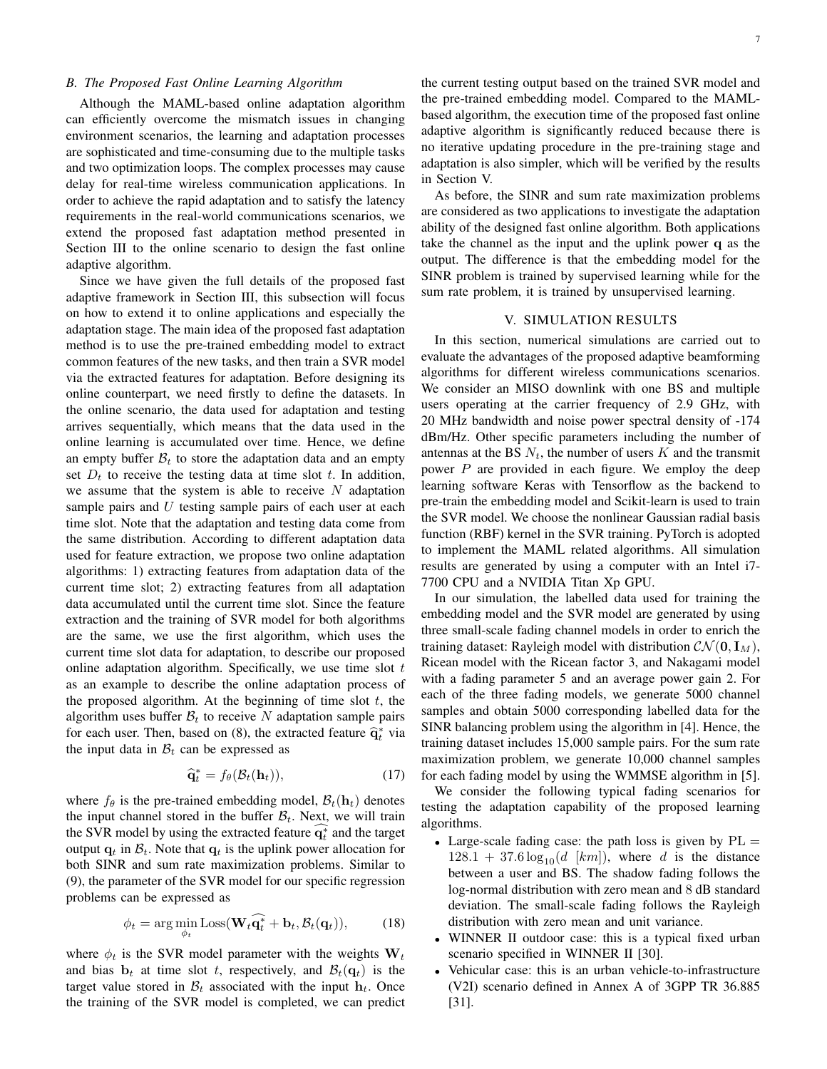### B. The Proposed Fast Online Learning Algorithm

Although the MAML-based online adaptation algorithm can efficiently overcome the mismatch issues in changing environment scenarios, the learning and adaptation processes are sophisticated and time-consuming due to the multiple tasks and two optimization loops. The complex processes may cause delay for real-time wireless communication applications. In order to achieve the rapid adaptation and to satisfy the latency requirements in the real-world communications scenarios, we extend the proposed fast adaptation method presented in Section III to the online scenario to design the fast online adaptive algorithm.

Since we have given the full details of the proposed fast adaptive framework in Section III, this subsection will focus on how to extend it to online applications and especially the adaptation stage. The main idea of the proposed fast adaptation method is to use the pre-trained embedding model to extract common features of the new tasks, and then train a SVR model via the extracted features for adaptation. Before designing its online counterpart, we need firstly to define the datasets. In the online scenario, the data used for adaptation and testing arrives sequentially, which means that the data used in the online learning is accumulated over time. Hence, we define an empty buffer $\mathcal{B}_t$ to store the adaptation data and an empty set $D_t$ to receive the testing data at time slot $t$. In addition, we assume that the system is able to receive $N$ adaptation sample pairs and $U$ testing sample pairs of each user at each time slot. Note that the adaptation and testing data come from the same distribution. According to different adaptation data used for feature extraction, we propose two online adaptation algorithms: 1) extracting features from adaptation data of the current time slot; 2) extracting features from all adaptation data accumulated until the current time slot. Since the feature extraction and the training of SVR model for both algorithms are the same, we use the first algorithm, which uses the current time slot data for adaptation, to describe our proposed online adaptation algorithm. Specifically, we use time slot $t$ as an example to describe the online adaptation process of the proposed algorithm. At the beginning of time slot $t$, the algorithm uses buffer $\mathcal{B}_t$ to receive $N$ adaptation sample pairs for each user. Then, based on (8), the extracted feature $\widehat{\mathbf{q}}_t^*$ via the input data in $\mathcal{B}_t$ can be expressed as

$$\widehat{\mathbf{q}}_t^* = f_\theta(\mathcal{B}_t(\mathbf{h}_t)), \tag{17}$$

where $f_\theta$ is the pre-trained embedding model, $\mathcal{B}_t(\mathbf{h}_t)$ denotes the input channel stored in the buffer $\mathcal{B}_t$. Next, we will train the SVR model by using the extracted feature $\widehat{\mathbf{q}_t^*}$ and the target output $\mathbf{q}_t$ in $\mathcal{B}_t$. Note that $\mathbf{q}_t$ is the uplink power allocation for both SINR and sum rate maximization problems. Similar to (9), the parameter of the SVR model for our specific regression problems can be expressed as

$$\phi_t = \arg\min_{\phi_t} \text{Loss}(\mathbf{W}_t\widehat{\mathbf{q}_t^*} + \mathbf{b}_t, \mathcal{B}_t(\mathbf{q}_t)), \tag{18}$$

where $\phi_t$ is the SVR model parameter with the weights $\mathbf{W}_t$ and bias $\mathbf{b}_t$ at time slot $t$, respectively, and $\mathcal{B}_t(\mathbf{q}_t)$ is the target value stored in $\mathcal{B}_t$ associated with the input $\mathbf{h}_t$. Once the training of the SVR model is completed, we can predict the current testing output based on the trained SVR model and the pre-trained embedding model. Compared to the MAML-based algorithm, the execution time of the proposed fast online adaptive algorithm is significantly reduced because there is no iterative updating procedure in the pre-training stage and adaptation is also simpler, which will be verified by the results in Section V.

As before, the SINR and sum rate maximization problems are considered as two applications to investigate the adaptation ability of the designed fast online algorithm. Both applications take the channel as the input and the uplink power $\mathbf{q}$ as the output. The difference is that the embedding model for the SINR problem is trained by supervised learning while for the sum rate problem, it is trained by unsupervised learning.

## V. Simulation Results

In this section, numerical simulations are carried out to evaluate the advantages of the proposed adaptive beamforming algorithms for different wireless communications scenarios. We consider an MISO downlink with one BS and multiple users operating at the carrier frequency of 2.9 GHz, with 20 MHz bandwidth and noise power spectral density of -174 dBm/Hz. Other specific parameters including the number of antennas at the BS $N_t$, the number of users $K$ and the transmit power $P$ are provided in each figure. We employ the deep learning software Keras with Tensorflow as the backend to pre-train the embedding model and Scikit-learn is used to train the SVR model. We choose the nonlinear Gaussian radial basis function (RBF) kernel in the SVR training. PyTorch is adopted to implement the MAML related algorithms. All simulation results are generated by using a computer with an Intel i7-7700 CPU and a NVIDIA Titan Xp GPU.

In our simulation, the labelled data used for training the embedding model and the SVR model are generated by using three small-scale fading channel models in order to enrich the training dataset: Rayleigh model with distribution $\mathcal{CN}(\mathbf{0}, \mathbf{I}_M)$, Ricean model with the Ricean factor 3, and Nakagami model with a fading parameter 5 and an average power gain 2. For each of the three fading models, we generate 5000 channel samples and obtain 5000 corresponding labelled data for the SINR balancing problem using the algorithm in [4]. Hence, the training dataset includes 15,000 sample pairs. For the sum rate maximization problem, we generate 10,000 channel samples for each fading model by using the WMMSE algorithm in [5].

We consider the following typical fading scenarios for testing the adaptation capability of the proposed learning algorithms.

- Large-scale fading case: the path loss is given by $\text{PL} = 128.1 + 37.6\log_{10}(d \ [km])$, where $d$ is the distance between a user and BS. The shadow fading follows the log-normal distribution with zero mean and 8 dB standard deviation. The small-scale fading follows the Rayleigh distribution with zero mean and unit variance.
- WINNER II outdoor case: this is a typical fixed urban scenario specified in WINNER II [30].
- Vehicular case: this is an urban vehicle-to-infrastructure (V2I) scenario defined in Annex A of 3GPP TR 36.885 [31].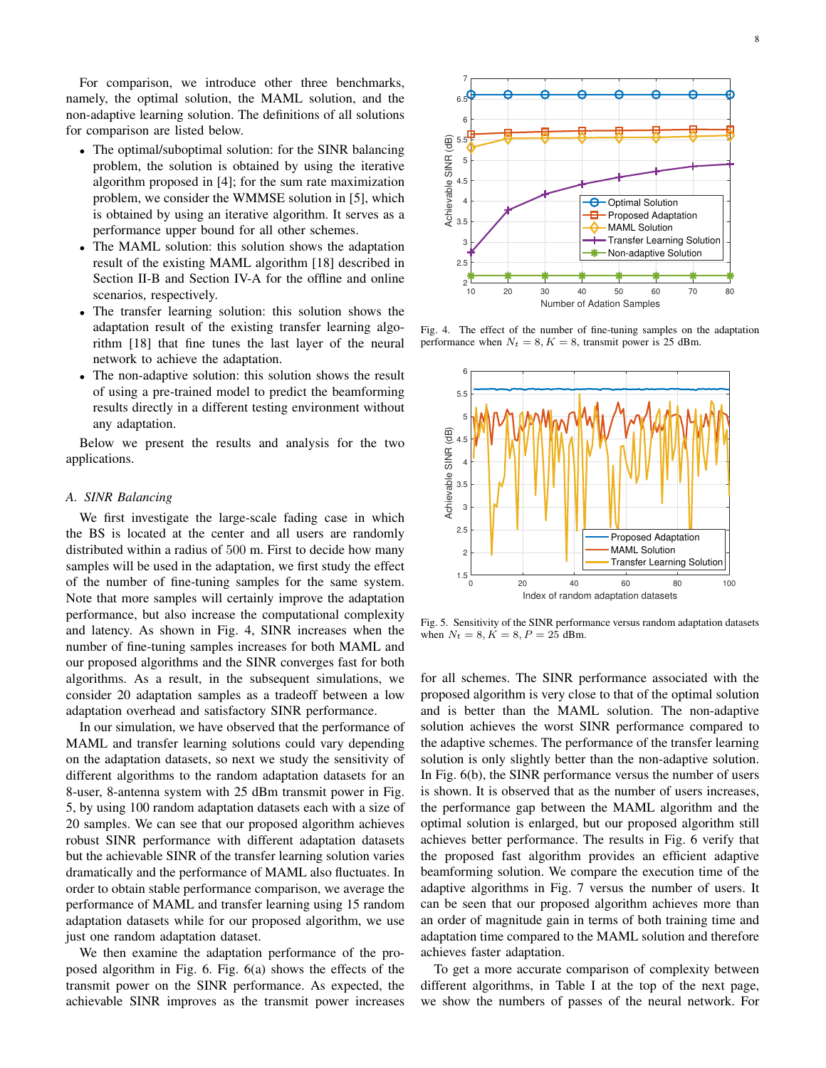For comparison, we introduce other three benchmarks, namely, the optimal solution, the MAML solution, and the non-adaptive learning solution. The definitions of all solutions for comparison are listed below.

- The optimal/suboptimal solution: for the SINR balancing problem, the solution is obtained by using the iterative algorithm proposed in [4]; for the sum rate maximization problem, we consider the WMMSE solution in [5], which is obtained by using an iterative algorithm. It serves as a performance upper bound for all other schemes.
- The MAML solution: this solution shows the adaptation result of the existing MAML algorithm [18] described in Section II-B and Section IV-A for the offline and online scenarios, respectively.
- The transfer learning solution: this solution shows the adaptation result of the existing transfer learning algorithm [18] that fine tunes the last layer of the neural network to achieve the adaptation.
- The non-adaptive solution: this solution shows the result of using a pre-trained model to predict the beamforming results directly in a different testing environment without any adaptation.

Below we present the results and analysis for the two applications.

### A. SINR Balancing

We first investigate the large-scale fading case in which the BS is located at the center and all users are randomly distributed within a radius of 500 m. First to decide how many samples will be used in the adaptation, we first study the effect of the number of fine-tuning samples for the same system. Note that more samples will certainly improve the adaptation performance, but also increase the computational complexity and latency. As shown in Fig. 4, SINR increases when the number of fine-tuning samples increases for both MAML and our proposed algorithms and the SINR converges fast for both algorithms. As a result, in the subsequent simulations, we consider 20 adaptation samples as a tradeoff between a low adaptation overhead and satisfactory SINR performance.

In our simulation, we have observed that the performance of MAML and transfer learning solutions could vary depending on the adaptation datasets, so next we study the sensitivity of different algorithms to the random adaptation datasets for an 8-user, 8-antenna system with 25 dBm transmit power in Fig. 5, by using 100 random adaptation datasets each with a size of 20 samples. We can see that our proposed algorithm achieves robust SINR performance with different adaptation datasets but the achievable SINR of the transfer learning solution varies dramatically and the performance of MAML also fluctuates. In order to obtain stable performance comparison, we average the performance of MAML and transfer learning using 15 random adaptation datasets while for our proposed algorithm, we use just one random adaptation dataset.

We then examine the adaptation performance of the proposed algorithm in Fig. 6. Fig. 6(a) shows the effects of the transmit power on the SINR performance. As expected, the achievable SINR improves as the transmit power increases for all schemes. The SINR performance associated with the proposed algorithm is very close to that of the optimal solution and is better than the MAML solution. The non-adaptive solution achieves the worst SINR performance compared to the adaptive schemes. The performance of the transfer learning solution is only slightly better than the non-adaptive solution. In Fig. 6(b), the SINR performance versus the number of users is shown. It is observed that as the number of users increases, the performance gap between the MAML algorithm and the optimal solution is enlarged, but our proposed algorithm still achieves better performance. The results in Fig. 6 verify that the proposed fast algorithm provides an efficient adaptive beamforming solution. We compare the execution time of the adaptive algorithms in Fig. 7 versus the number of users. It can be seen that our proposed algorithm achieves more than an order of magnitude gain in terms of both training time and adaptation time compared to the MAML solution and therefore achieves faster adaptation.

To get a more accurate comparison of complexity between different algorithms, in Table I at the top of the next page, we show the numbers of passes of the neural network. For

Fig. 4. The effect of the number of fine-tuning samples on the adaptation performance when $N_t = 8, K = 8$, transmit power is 25 dBm.

Fig. 5. Sensitivity of the SINR performance versus random adaptation datasets when $N_t = 8, K = 8, P = 25$ dBm.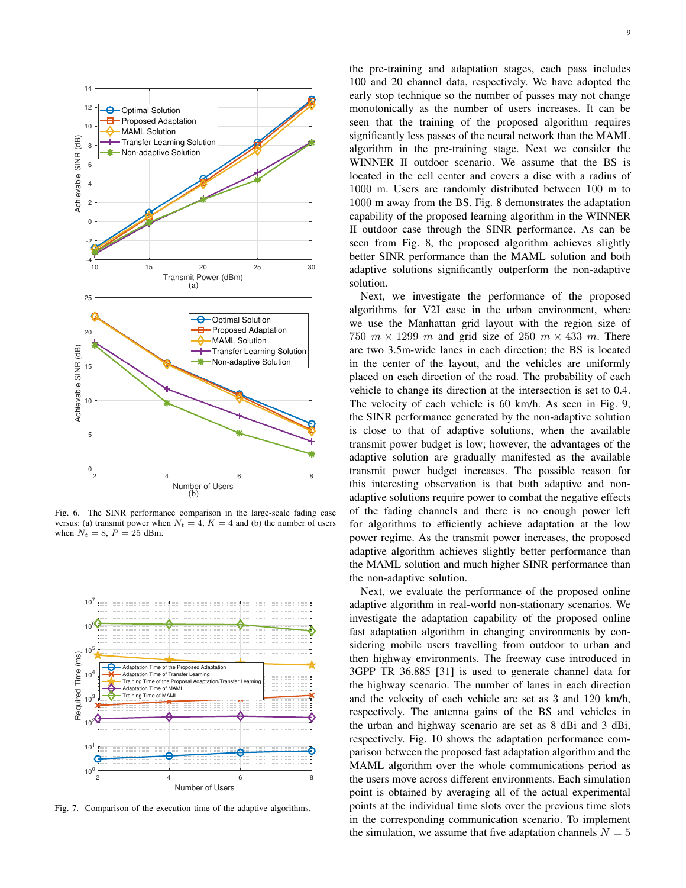Fig. 6. The SINR performance comparison in the large-scale fading case versus: (a) transmit power when $N_t = 4$, $K = 4$ and (b) the number of users when $N_t = 8$, $P = 25$ dBm.

Fig. 7. Comparison of the execution time of the adaptive algorithms.

the pre-training and adaptation stages, each pass includes 100 and 20 channel data, respectively. We have adopted the early stop technique so the number of passes may not change monotonically as the number of users increases. It can be seen that the training of the proposed algorithm requires significantly less passes of the neural network than the MAML algorithm in the pre-training stage. Next we consider the WINNER II outdoor scenario. We assume that the BS is located in the cell center and covers a disc with a radius of 1000 m. Users are randomly distributed between 100 m to 1000 m away from the BS. Fig. 8 demonstrates the adaptation capability of the proposed learning algorithm in the WINNER II outdoor case through the SINR performance. As can be seen from Fig. 8, the proposed algorithm achieves slightly better SINR performance than the MAML solution and both adaptive solutions significantly outperform the non-adaptive solution.

Next, we investigate the performance of the proposed algorithms for V2I case in the urban environment, where we use the Manhattan grid layout with the region size of $750\ m \times 1299\ m$ and grid size of $250\ m \times 433\ m$. There are two 3.5m-wide lanes in each direction; the BS is located in the center of the layout, and the vehicles are uniformly placed on each direction of the road. The probability of each vehicle to change its direction at the intersection is set to 0.4. The velocity of each vehicle is 60 km/h. As seen in Fig. 9, the SINR performance generated by the non-adaptive solution is close to that of adaptive solutions, when the available transmit power budget is low; however, the advantages of the adaptive solution are gradually manifested as the available transmit power budget increases. The possible reason for this interesting observation is that both adaptive and non-adaptive solutions require power to combat the negative effects of the fading channels and there is no enough power left for algorithms to efficiently achieve adaptation at the low power regime. As the transmit power increases, the proposed adaptive algorithm achieves slightly better performance than the MAML solution and much higher SINR performance than the non-adaptive solution.

Next, we evaluate the performance of the proposed online adaptive algorithm in real-world non-stationary scenarios. We investigate the adaptation capability of the proposed online fast adaptation algorithm in changing environments by considering mobile users travelling from outdoor to urban and then highway environments. The freeway case introduced in 3GPP TR 36.885 [31] is used to generate channel data for the highway scenario. The number of lanes in each direction and the velocity of each vehicle are set as 3 and 120 km/h, respectively. The antenna gains of the BS and vehicles in the urban and highway scenario are set as 8 dBi and 3 dBi, respectively. Fig. 10 shows the adaptation performance comparison between the proposed fast adaptation algorithm and the MAML algorithm over the whole communications period as the users move across different environments. Each simulation point is obtained by averaging all of the actual experimental points at the individual time slots over the previous time slots in the corresponding communication scenario. To implement the simulation, we assume that five adaptation channels $N = 5$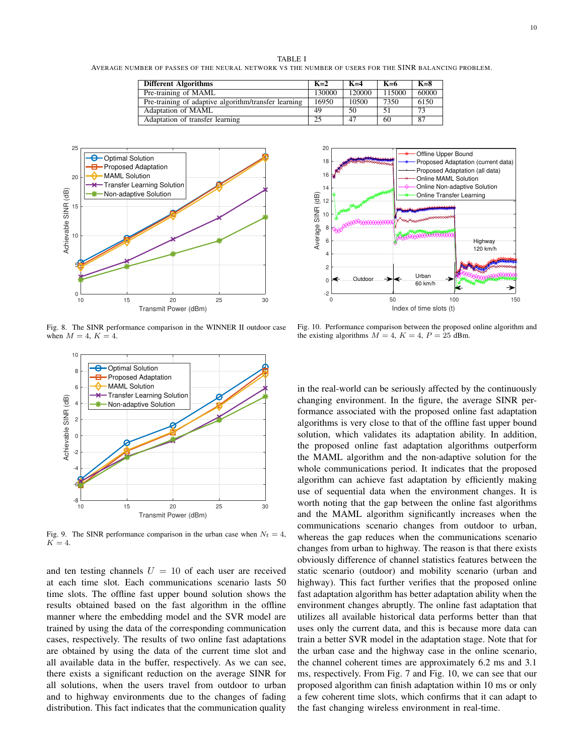TABLE I

AVERAGE NUMBER OF PASSES OF THE NEURAL NETWORK VS THE NUMBER OF USERS FOR THE SINR BALANCING PROBLEM.

| Different Algorithms | K=2 | K=4 | K=6 | K=8 |
|---|---|---|---|---|
| Pre-training of MAML | 130000 | 120000 | 115000 | 60000 |
| Pre-training of adaptive algorithm/transfer learning | 16950 | 10500 | 7350 | 6150 |
| Adaptation of MAML | 49 | 50 | 51 | 73 |
| Adaptation of transfer learning | 25 | 47 | 60 | 87 |

Fig. 8. The SINR performance comparison in the WINNER II outdoor case when $M = 4$, $K = 4$.

Fig. 10. Performance comparison between the proposed online algorithm and the existing algorithms $M = 4$, $K = 4$, $P = 25$ dBm.

Fig. 9. The SINR performance comparison in the urban case when $N_t = 4$, $K = 4$.

and ten testing channels $U = 10$ of each user are received at each time slot. Each communications scenario lasts 50 time slots. The offline fast upper bound solution shows the results obtained based on the fast algorithm in the offline manner where the embedding model and the SVR model are trained by using the data of the corresponding communication cases, respectively. The results of two online fast adaptations are obtained by using the data of the current time slot and all available data in the buffer, respectively. As we can see, there exists a significant reduction on the average SINR for all solutions, when the users travel from outdoor to urban and to highway environments due to the changes of fading distribution. This fact indicates that the communication quality in the real-world can be seriously affected by the continuously changing environment. In the figure, the average SINR performance associated with the proposed online fast adaptation algorithms is very close to that of the offline fast upper bound solution, which validates its adaptation ability. In addition, the proposed online fast adaptation algorithms outperform the MAML algorithm and the non-adaptive solution for the whole communications period. It indicates that the proposed algorithm can achieve fast adaptation by efficiently making use of sequential data when the environment changes. It is worth noting that the gap between the online fast algorithms and the MAML algorithm significantly increases when the communications scenario changes from outdoor to urban, whereas the gap reduces when the communications scenario changes from urban to highway. The reason is that there exists obviously difference of channel statistics features between the static scenario (outdoor) and mobility scenario (urban and highway). This fact further verifies that the proposed online fast adaptation algorithm has better adaptation ability when the environment changes abruptly. The online fast adaptation that utilizes all available historical data performs better than that uses only the current data, and this is because more data can train a better SVR model in the adaptation stage. Note that for the urban case and the highway case in the online scenario, the channel coherent times are approximately 6.2 ms and 3.1 ms, respectively. From Fig. 7 and Fig. 10, we can see that our proposed algorithm can finish adaptation within 10 ms or only a few coherent time slots, which confirms that it can adapt to the fast changing wireless environment in real-time.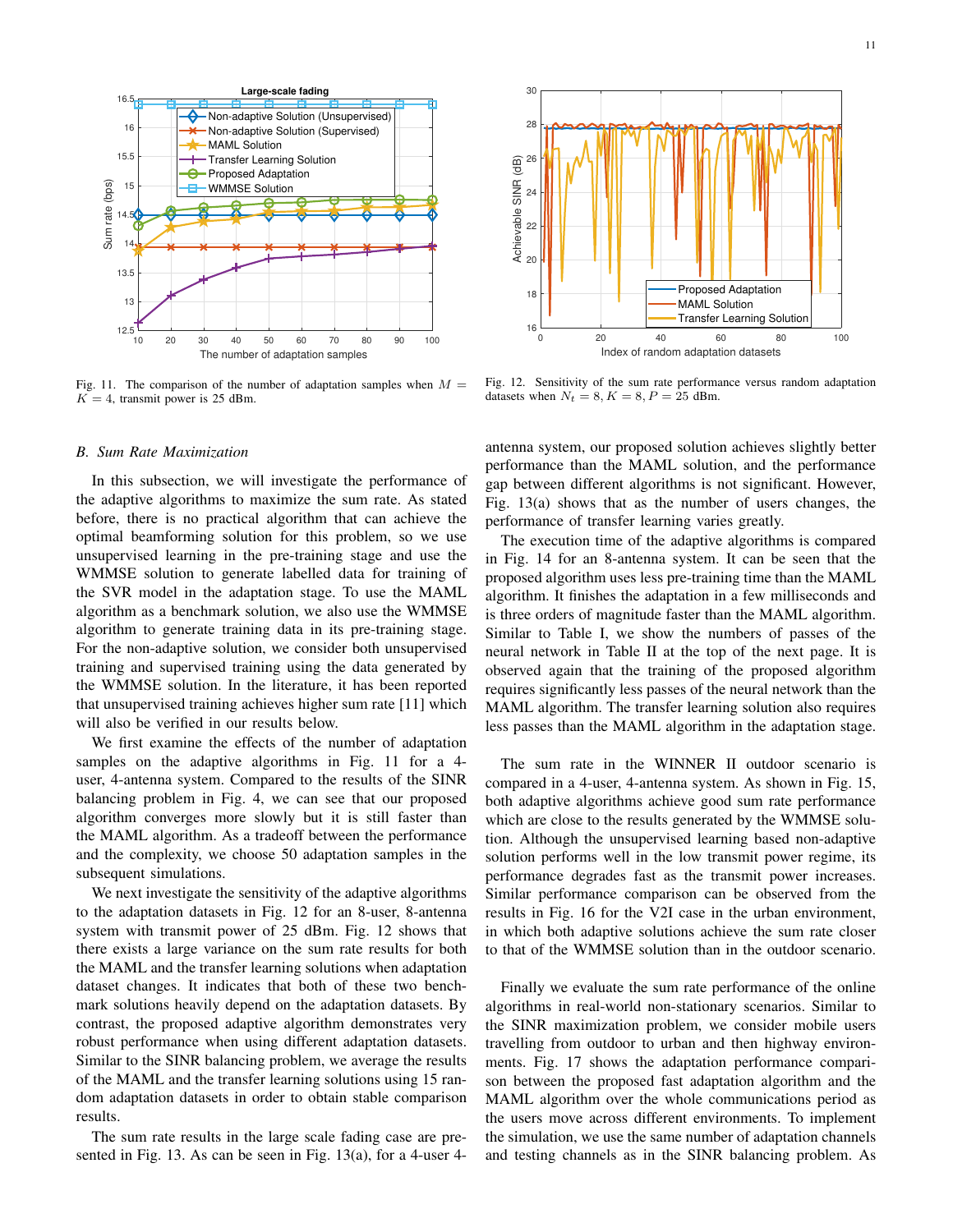Fig. 11. The comparison of the number of adaptation samples when $M = K = 4$, transmit power is 25 dBm.

Fig. 12. Sensitivity of the sum rate performance versus random adaptation datasets when $N_t = 8, K = 8, P = 25$ dBm.

### *B. Sum Rate Maximization*

In this subsection, we will investigate the performance of the adaptive algorithms to maximize the sum rate. As stated before, there is no practical algorithm that can achieve the optimal beamforming solution for this problem, so we use unsupervised learning in the pre-training stage and use the WMMSE solution to generate labelled data for training of the SVR model in the adaptation stage. To use the MAML algorithm as a benchmark solution, we also use the WMMSE algorithm to generate training data in its pre-training stage. For the non-adaptive solution, we consider both unsupervised training and supervised training using the data generated by the WMMSE solution. In the literature, it has been reported that unsupervised training achieves higher sum rate [11] which will also be verified in our results below.

We first examine the effects of the number of adaptation samples on the adaptive algorithms in Fig. 11 for a 4-user, 4-antenna system. Compared to the results of the SINR balancing problem in Fig. 4, we can see that our proposed algorithm converges more slowly but it is still faster than the MAML algorithm. As a tradeoff between the performance and the complexity, we choose 50 adaptation samples in the subsequent simulations.

We next investigate the sensitivity of the adaptive algorithms to the adaptation datasets in Fig. 12 for an 8-user, 8-antenna system with transmit power of 25 dBm. Fig. 12 shows that there exists a large variance on the sum rate results for both the MAML and the transfer learning solutions when adaptation dataset changes. It indicates that both of these two benchmark solutions heavily depend on the adaptation datasets. By contrast, the proposed adaptive algorithm demonstrates very robust performance when using different adaptation datasets. Similar to the SINR balancing problem, we average the results of the MAML and the transfer learning solutions using 15 random adaptation datasets in order to obtain stable comparison results.

The sum rate results in the large scale fading case are presented in Fig. 13. As can be seen in Fig. 13(a), for a 4-user 4-antenna system, our proposed solution achieves slightly better performance than the MAML solution, and the performance gap between different algorithms is not significant. However, Fig. 13(a) shows that as the number of users changes, the performance of transfer learning varies greatly.

The execution time of the adaptive algorithms is compared in Fig. 14 for an 8-antenna system. It can be seen that the proposed algorithm uses less pre-training time than the MAML algorithm. It finishes the adaptation in a few milliseconds and is three orders of magnitude faster than the MAML algorithm. Similar to Table I, we show the numbers of passes of the neural network in Table II at the top of the next page. It is observed again that the training of the proposed algorithm requires significantly less passes of the neural network than the MAML algorithm. The transfer learning solution also requires less passes than the MAML algorithm in the adaptation stage.

The sum rate in the WINNER II outdoor scenario is compared in a 4-user, 4-antenna system. As shown in Fig. 15, both adaptive algorithms achieve good sum rate performance which are close to the results generated by the WMMSE solution. Although the unsupervised learning based non-adaptive solution performs well in the low transmit power regime, its performance degrades fast as the transmit power increases. Similar performance comparison can be observed from the results in Fig. 16 for the V2I case in the urban environment, in which both adaptive solutions achieve the sum rate closer to that of the WMMSE solution than in the outdoor scenario.

Finally we evaluate the sum rate performance of the online algorithms in real-world non-stationary scenarios. Similar to the SINR maximization problem, we consider mobile users travelling from outdoor to urban and then highway environments. Fig. 17 shows the adaptation performance comparison between the proposed fast adaptation algorithm and the MAML algorithm over the whole communications period as the users move across different environments. To implement the simulation, we use the same number of adaptation channels and testing channels as in the SINR balancing problem. As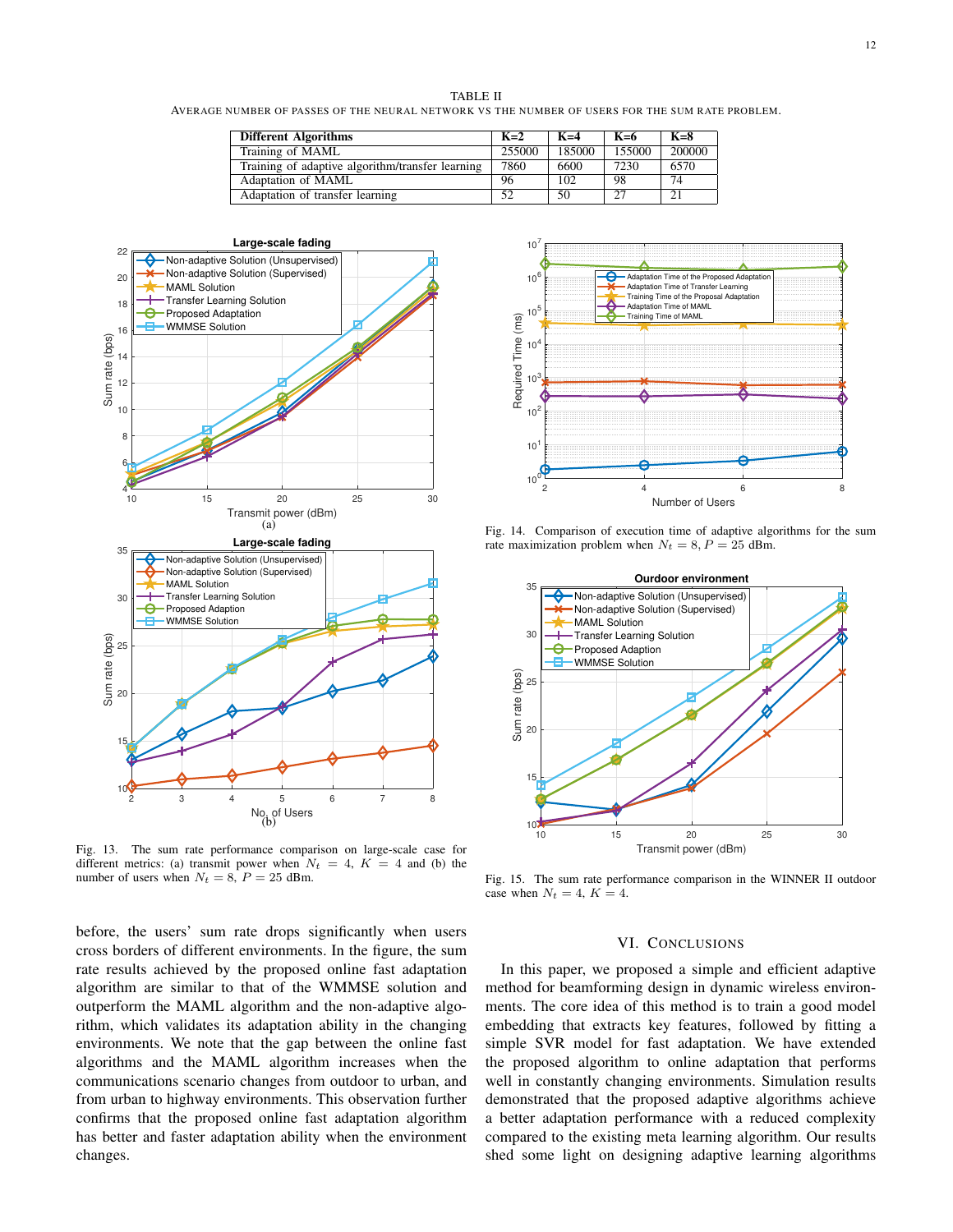TABLE II

AVERAGE NUMBER OF PASSES OF THE NEURAL NETWORK VS THE NUMBER OF USERS FOR THE SUM RATE PROBLEM.

| Different Algorithms | K=2 | K=4 | K=6 | K=8 |
|---|---|---|---|---|
| Training of MAML | 255000 | 185000 | 155000 | 200000 |
| Training of adaptive algorithm/transfer learning | 7860 | 6600 | 7230 | 6570 |
| Adaptation of MAML | 96 | 102 | 98 | 74 |
| Adaptation of transfer learning | 52 | 50 | 27 | 21 |

Fig. 13. The sum rate performance comparison on large-scale case for different metrics: (a) transmit power when $N_t = 4$, $K = 4$ and (b) the number of users when $N_t = 8$, $P = 25$ dBm.

Fig. 14. Comparison of execution time of adaptive algorithms for the sum rate maximization problem when $N_t = 8, P = 25$ dBm.

Fig. 15. The sum rate performance comparison in the WINNER II outdoor case when $N_t = 4$, $K = 4$.

before, the users' sum rate drops significantly when users cross borders of different environments. In the figure, the sum rate results achieved by the proposed online fast adaptation algorithm are similar to that of the WMMSE solution and outperform the MAML algorithm and the non-adaptive algorithm, which validates its adaptation ability in the changing environments. We note that the gap between the online fast algorithms and the MAML algorithm increases when the communications scenario changes from outdoor to urban, and from urban to highway environments. This observation further confirms that the proposed online fast adaptation algorithm has better and faster adaptation ability when the environment changes.

## VI. CONCLUSIONS

In this paper, we proposed a simple and efficient adaptive method for beamforming design in dynamic wireless environments. The core idea of this method is to train a good model embedding that extracts key features, followed by fitting a simple SVR model for fast adaptation. We have extended the proposed algorithm to online adaptation that performs well in constantly changing environments. Simulation results demonstrated that the proposed adaptive algorithms achieve a better adaptation performance with a reduced complexity compared to the existing meta learning algorithm. Our results shed some light on designing adaptive learning algorithms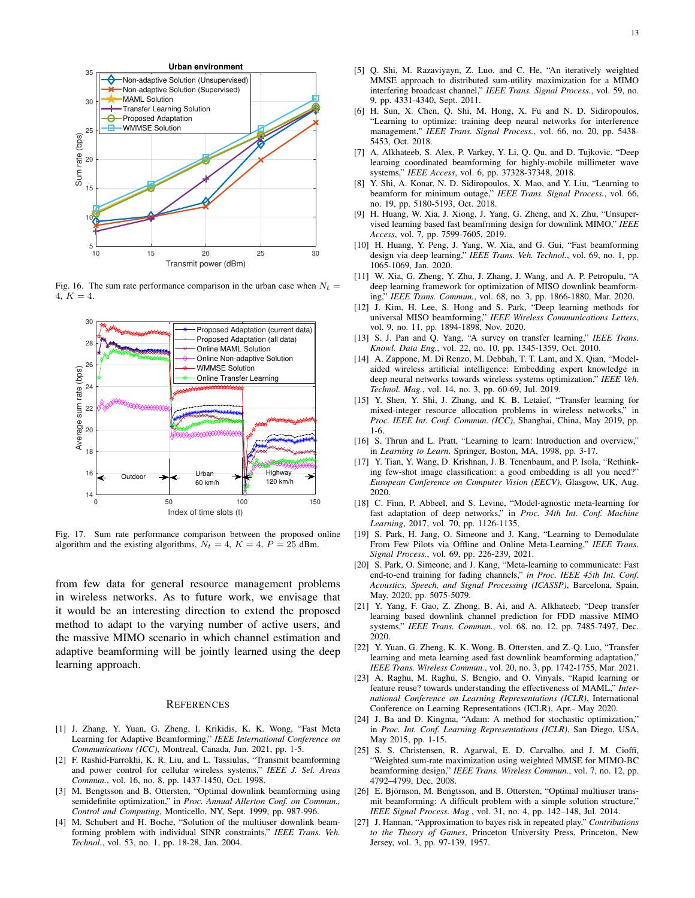Fig. 16. The sum rate performance comparison in the urban case when $N_t = 4$, $K = 4$.

Fig. 17. Sum rate performance comparison between the proposed online algorithm and the existing algorithms, $N_t = 4$, $K = 4$, $P = 25$ dBm.

from few data for general resource management problems in wireless networks. As to future work, we envisage that it would be an interesting direction to extend the proposed method to adapt to the varying number of active users, and the massive MIMO scenario in which channel estimation and adaptive beamforming will be jointly learned using the deep learning approach.

## References

[1] J. Zhang, Y. Yuan, G. Zheng, I. Krikidis, K. K. Wong, "Fast Meta Learning for Adaptive Beamforming," *IEEE International Conference on Communications (ICC)*, Montreal, Canada, Jun. 2021, pp. 1-5.

[2] F. Rashid-Farrokhi, K. R. Liu, and L. Tassiulas, "Transmit beamforming and power control for cellular wireless systems," *IEEE J. Sel. Areas Commun.*, vol. 16, no. 8, pp. 1437-1450, Oct. 1998.

[3] M. Bengtsson and B. Ottersten, "Optimal downlink beamforming using semidefinite optimization," in *Proc. Annual Allerton Conf. on Commun., Control and Computing*, Monticello, NY, Sept. 1999, pp. 987-996.

[4] M. Schubert and H. Boche, "Solution of the multiuser downlink beamforming problem with individual SINR constraints," *IEEE Trans. Veh. Technol.*, vol. 53, no. 1, pp. 18-28, Jan. 2004.

[5] Q. Shi, M. Razaviyayn, Z. Luo, and C. He, "An iteratively weighted MMSE approach to distributed sum-utility maximization for a MIMO interfering broadcast channel," *IEEE Trans. Signal Process.*, vol. 59, no. 9, pp. 4331-4340, Sept. 2011.

[6] H. Sun, X. Chen, Q. Shi, M. Hong, X. Fu and N. D. Sidiropoulos, "Learning to optimize: training deep neural networks for interference management," *IEEE Trans. Signal Process.*, vol. 66, no. 20, pp. 5438-5453, Oct. 2018.

[7] A. Alkhateeb, S. Alex, P. Varkey, Y. Li, Q. Qu, and D. Tujkovic, "Deep learning coordinated beamforming for highly-mobile millimeter wave systems," *IEEE Access*, vol. 6, pp. 37328-37348, 2018.

[8] Y. Shi, A. Konar, N. D. Sidiropoulos, X. Mao, and Y. Liu, "Learning to beamform for minimum outage," *IEEE Trans. Signal Process.*, vol. 66, no. 19, pp. 5180-5193, Oct. 2018.

[9] H. Huang, W. Xia, J. Xiong, J. Yang, G. Zheng, and X. Zhu, "Unsupervised learning based fast beamforming design for downlink MIMO," *IEEE Access*, vol. 7, pp. 7599-7605, 2019.

[10] H. Huang, Y. Peng, J. Yang, W. Xia, and G. Gui, "Fast beamforming design via deep learning," *IEEE Trans. Veh. Technol.*, vol. 69, no. 1, pp. 1065-1069, Jan. 2020.

[11] W. Xia, G. Zheng, Y. Zhu, J. Zhang, J. Wang, and A. P. Petropulu, "A deep learning framework for optimization of MISO downlink beamforming," *IEEE Trans. Commun.*, vol. 68, no. 3, pp. 1866-1880, Mar. 2020.

[12] J. Kim, H. Lee, S. Hong and S. Park, "Deep learning methods for universal MISO beamforming," *IEEE Wireless Communications Letters*, vol. 9, no. 11, pp. 1894-1898, Nov. 2020.

[13] S. J. Pan and Q. Yang, "A survey on transfer learning," *IEEE Trans. Knowl. Data Eng.*, vol. 22, no. 10, pp. 1345-1359, Oct. 2010.

[14] A. Zappone, M. Di Renzo, M. Debbah, T. T. Lam, and X. Qian, "Model-aided wireless artificial intelligence: Embedding expert knowledge in deep neural networks towards wireless systems optimization," *IEEE Veh. Technol. Mag.*, vol. 14, no. 3, pp. 60-69, Jul. 2019.

[15] Y. Shen, Y. Shi, J. Zhang, and K. B. Letaief, "Transfer learning for mixed-integer resource allocation problems in wireless networks," in *Proc. IEEE Int. Conf. Commun. (ICC)*, Shanghai, China, May 2019, pp. 1-6.

[16] S. Thrun and L. Pratt, "Learning to learn: Introduction and overview," in *Learning to Learn*. Springer, Boston, MA, 1998, pp. 3-17.

[17] Y. Tian, Y. Wang, D. Krishnan, J. B. Tenenbaum, and P. Isola, "Rethinking few-shot image classification: a good embedding is all you need?" *European Conference on Computer Vision (EECV)*, Glasgow, UK, Aug. 2020.

[18] C. Finn, P. Abbeel, and S. Levine, "Model-agnostic meta-learning for fast adaptation of deep networks," in *Proc. 34th Int. Conf. Machine Learning*, 2017, vol. 70, pp. 1126-1135.

[19] S. Park, H. Jang, O. Simeone and J. Kang, "Learning to Demodulate From Few Pilots via Offline and Online Meta-Learning," *IEEE Trans. Signal Process.*, vol. 69, pp. 226-239, 2021.

[20] S. Park, O. Simeone, and J. Kang, "Meta-learning to communicate: Fast end-to-end training for fading channels," *in Proc. IEEE 45th Int. Conf. Acoustics, Speech, and Signal Processing (ICASSP)*, Barcelona, Spain, May, 2020, pp. 5075-5079.

[21] Y. Yang, F. Gao, Z. Zhong, B. Ai, and A. Alkhateeb, "Deep transfer learning based downlink channel prediction for FDD massive MIMO systems," *IEEE Trans. Commun.*, vol. 68, no. 12, pp. 7485-7497, Dec. 2020.

[22] Y. Yuan, G. Zheng, K. K. Wong, B. Ottersten, and Z.-Q. Luo, "Transfer learning and meta learning ased fast downlink beamforming adaptation," *IEEE Trans. Wireless Commun.*, vol. 20, no. 3, pp. 1742-1755, Mar. 2021.

[23] A. Raghu, M. Raghu, S. Bengio, and O. Vinyals, "Rapid learning or feature reuse? towards understanding the effectiveness of MAML," *International Conference on Learning Representations (ICLR)*, International Conference on Learning Representations (ICLR), Apr.- May 2020.

[24] J. Ba and D. Kingma, "Adam: A method for stochastic optimization," in *Proc. Int. Conf. Learning Representations (ICLR)*, San Diego, USA, May 2015, pp. 1-15.

[25] S. S. Christensen, R. Agarwal, E. D. Carvalho, and J. M. Cioffi, "Weighted sum-rate maximization using weighted MMSE for MIMO-BC beamforming design," *IEEE Trans. Wireless Commun.*, vol. 7, no. 12, pp. 4792–4799, Dec. 2008.

[26] E. Björnson, M. Bengtsson, and B. Ottersten, "Optimal multiuser transmit beamforming: A difficult problem with a simple solution structure," *IEEE Signal Process. Mag.*, vol. 31, no. 4, pp. 142–148, Jul. 2014.

[27] J. Hannan, "Approximation to bayes risk in repeated play," *Contributions to the Theory of Games*, Princeton University Press, Princeton, New Jersey, vol. 3, pp. 97-139, 1957.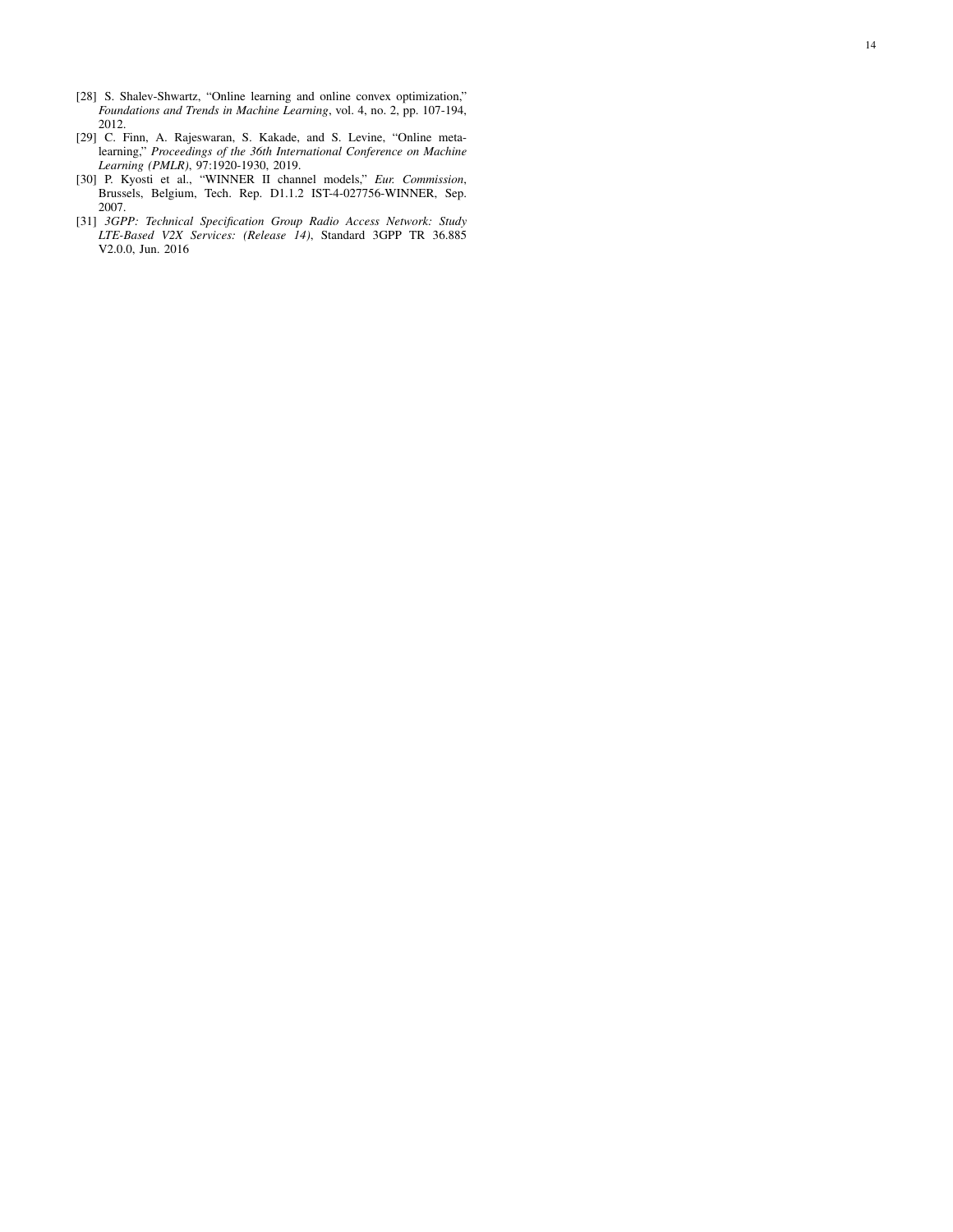[28] S. Shalev-Shwartz, "Online learning and online convex optimization," *Foundations and Trends in Machine Learning*, vol. 4, no. 2, pp. 107-194, 2012.

[29] C. Finn, A. Rajeswaran, S. Kakade, and S. Levine, "Online meta-learning," *Proceedings of the 36th International Conference on Machine Learning (PMLR)*, 97:1920-1930, 2019.

[30] P. Kyosti et al., "WINNER II channel models," *Eur. Commission*, Brussels, Belgium, Tech. Rep. D1.1.2 IST-4-027756-WINNER, Sep. 2007.

[31] *3GPP: Technical Specification Group Radio Access Network: Study LTE-Based V2X Services: (Release 14)*, Standard 3GPP TR 36.885 V2.0.0, Jun. 2016